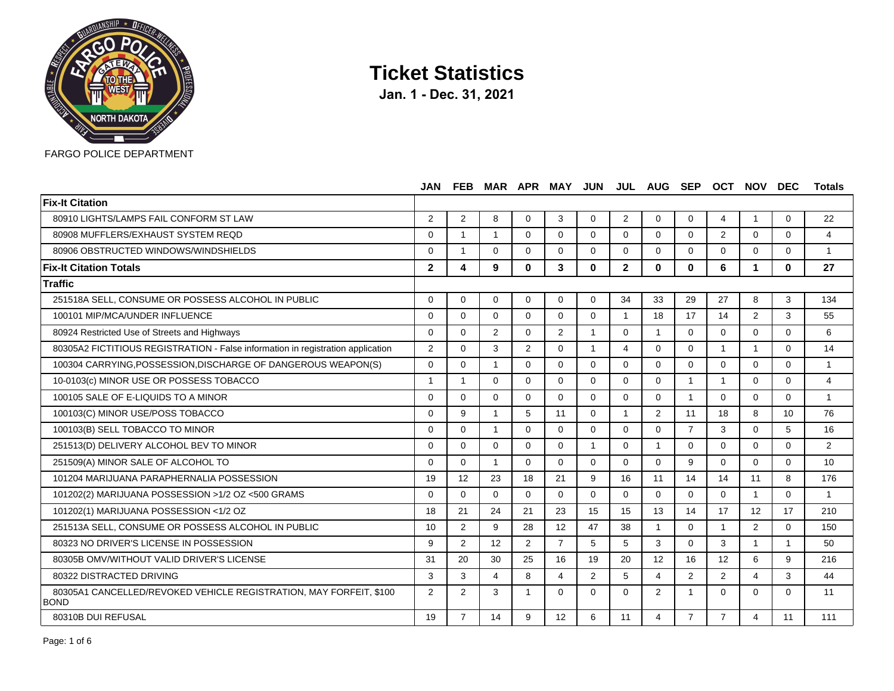FARGO POLICE DEPARTMENT

# Ticket Statistics

**Jan. 1 - Dec. 31, 2021**

| | JAN | FEB | MAR | APR | MAY | JUN | JUL | AUG | SEP | OCT | NOV | DEC | Totals |
|---|---|---|---|---|---|---|---|---|---|---|---|---|---|
| **Fix-It Citation** | | | | | | | | | | | | | |
| 80910 LIGHTS/LAMPS FAIL CONFORM ST LAW | 2 | 2 | 8 | 0 | 3 | 0 | 2 | 0 | 0 | 4 | 1 | 0 | 22 |
| 80908 MUFFLERS/EXHAUST SYSTEM REQD | 0 | 1 | 1 | 0 | 0 | 0 | 0 | 0 | 0 | 2 | 0 | 0 | 4 |
| 80906 OBSTRUCTED WINDOWS/WINDSHIELDS | 0 | 1 | 0 | 0 | 0 | 0 | 0 | 0 | 0 | 0 | 0 | 0 | 1 |
| **Fix-It Citation Totals** | **2** | **4** | **9** | **0** | **3** | **0** | **2** | **0** | **0** | **6** | **1** | **0** | **27** |
| **Traffic** | | | | | | | | | | | | | |
| 251518A SELL, CONSUME OR POSSESS ALCOHOL IN PUBLIC | 0 | 0 | 0 | 0 | 0 | 0 | 34 | 33 | 29 | 27 | 8 | 3 | 134 |
| 100101 MIP/MCA/UNDER INFLUENCE | 0 | 0 | 0 | 0 | 0 | 0 | 1 | 18 | 17 | 14 | 2 | 3 | 55 |
| 80924 Restricted Use of Streets and Highways | 0 | 0 | 2 | 0 | 2 | 1 | 0 | 1 | 0 | 0 | 0 | 0 | 6 |
| 80305A2 FICTITIOUS REGISTRATION - False information in registration application | 2 | 0 | 3 | 2 | 0 | 1 | 4 | 0 | 0 | 1 | 1 | 0 | 14 |
| 100304 CARRYING,POSSESSION,DISCHARGE OF DANGEROUS WEAPON(S) | 0 | 0 | 1 | 0 | 0 | 0 | 0 | 0 | 0 | 0 | 0 | 0 | 1 |
| 10-0103(c) MINOR USE OR POSSESS TOBACCO | 1 | 1 | 0 | 0 | 0 | 0 | 0 | 0 | 1 | 1 | 0 | 0 | 4 |
| 100105 SALE OF E-LIQUIDS TO A MINOR | 0 | 0 | 0 | 0 | 0 | 0 | 0 | 0 | 1 | 0 | 0 | 0 | 1 |
| 100103(C) MINOR USE/POSS TOBACCO | 0 | 9 | 1 | 5 | 11 | 0 | 1 | 2 | 11 | 18 | 8 | 10 | 76 |
| 100103(B) SELL TOBACCO TO MINOR | 0 | 0 | 1 | 0 | 0 | 0 | 0 | 0 | 7 | 3 | 0 | 5 | 16 |
| 251513(D) DELIVERY ALCOHOL BEV TO MINOR | 0 | 0 | 0 | 0 | 0 | 1 | 0 | 1 | 0 | 0 | 0 | 0 | 2 |
| 251509(A) MINOR SALE OF ALCOHOL TO | 0 | 0 | 1 | 0 | 0 | 0 | 0 | 0 | 9 | 0 | 0 | 0 | 10 |
| 101204 MARIJUANA PARAPHERNALIA POSSESSION | 19 | 12 | 23 | 18 | 21 | 9 | 16 | 11 | 14 | 14 | 11 | 8 | 176 |
| 101202(2) MARIJUANA POSSESSION >1/2 OZ <500 GRAMS | 0 | 0 | 0 | 0 | 0 | 0 | 0 | 0 | 0 | 0 | 1 | 0 | 1 |
| 101202(1) MARIJUANA POSSESSION <1/2 OZ | 18 | 21 | 24 | 21 | 23 | 15 | 15 | 13 | 14 | 17 | 12 | 17 | 210 |
| 251513A SELL, CONSUME OR POSSESS ALCOHOL IN PUBLIC | 10 | 2 | 9 | 28 | 12 | 47 | 38 | 1 | 0 | 1 | 2 | 0 | 150 |
| 80323 NO DRIVER'S LICENSE IN POSSESSION | 9 | 2 | 12 | 2 | 7 | 5 | 5 | 3 | 0 | 3 | 1 | 1 | 50 |
| 80305B OMV/WITHOUT VALID DRIVER'S LICENSE | 31 | 20 | 30 | 25 | 16 | 19 | 20 | 12 | 16 | 12 | 6 | 9 | 216 |
| 80322 DISTRACTED DRIVING | 3 | 3 | 4 | 8 | 4 | 2 | 5 | 4 | 2 | 2 | 4 | 3 | 44 |
| 80305A1 CANCELLED/REVOKED VEHICLE REGISTRATION, MAY FORFEIT, $100 BOND | 2 | 2 | 3 | 1 | 0 | 0 | 0 | 2 | 1 | 0 | 0 | 0 | 11 |
| 80310B DUI REFUSAL | 19 | 7 | 14 | 9 | 12 | 6 | 11 | 4 | 7 | 7 | 4 | 11 | 111 |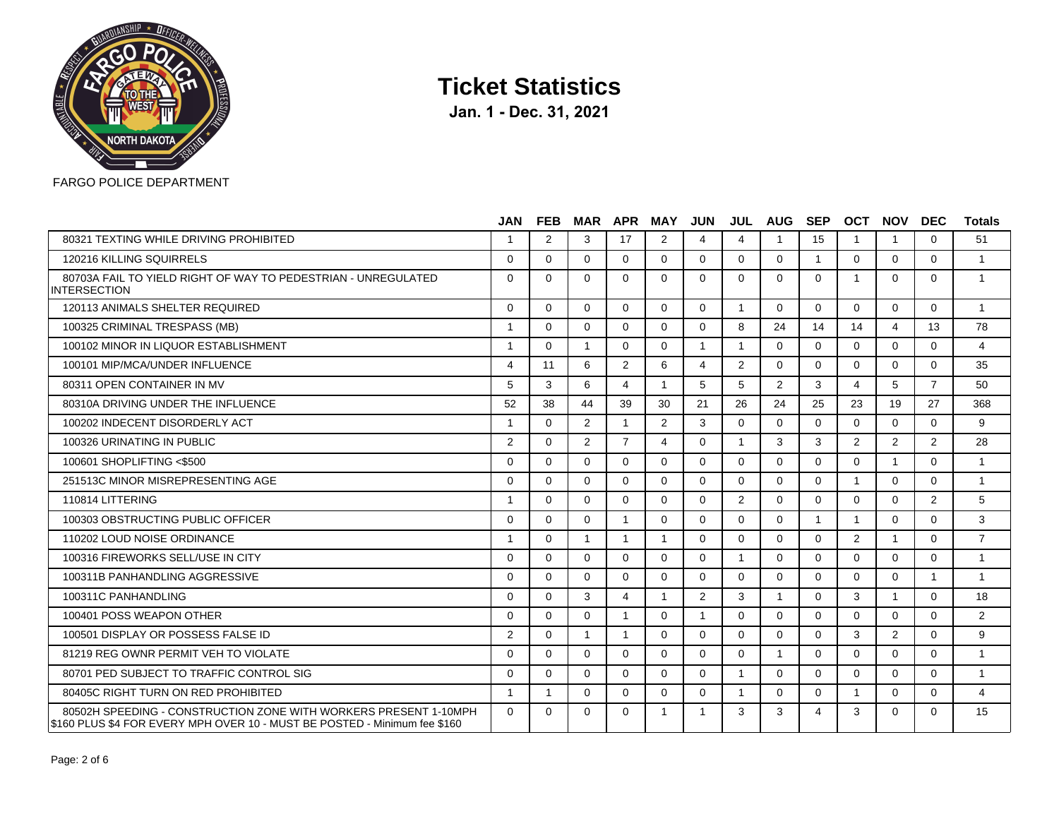# Ticket Statistics

**Jan. 1 - Dec. 31, 2021**

FARGO POLICE DEPARTMENT

| | JAN | FEB | MAR | APR | MAY | JUN | JUL | AUG | SEP | OCT | NOV | DEC | Totals |
|---|---|---|---|---|---|---|---|---|---|---|---|---|---|
| 80321 TEXTING WHILE DRIVING PROHIBITED | 1 | 2 | 3 | 17 | 2 | 4 | 4 | 1 | 15 | 1 | 1 | 0 | 51 |
| 120216 KILLING SQUIRRELS | 0 | 0 | 0 | 0 | 0 | 0 | 0 | 0 | 1 | 0 | 0 | 0 | 1 |
| 80703A FAIL TO YIELD RIGHT OF WAY TO PEDESTRIAN - UNREGULATED INTERSECTION | 0 | 0 | 0 | 0 | 0 | 0 | 0 | 0 | 0 | 1 | 0 | 0 | 1 |
| 120113 ANIMALS SHELTER REQUIRED | 0 | 0 | 0 | 0 | 0 | 0 | 1 | 0 | 0 | 0 | 0 | 0 | 1 |
| 100325 CRIMINAL TRESPASS (MB) | 1 | 0 | 0 | 0 | 0 | 0 | 8 | 24 | 14 | 14 | 4 | 13 | 78 |
| 100102 MINOR IN LIQUOR ESTABLISHMENT | 1 | 0 | 1 | 0 | 0 | 1 | 1 | 0 | 0 | 0 | 0 | 0 | 4 |
| 100101 MIP/MCA/UNDER INFLUENCE | 4 | 11 | 6 | 2 | 6 | 4 | 2 | 0 | 0 | 0 | 0 | 0 | 35 |
| 80311 OPEN CONTAINER IN MV | 5 | 3 | 6 | 4 | 1 | 5 | 5 | 2 | 3 | 4 | 5 | 7 | 50 |
| 80310A DRIVING UNDER THE INFLUENCE | 52 | 38 | 44 | 39 | 30 | 21 | 26 | 24 | 25 | 23 | 19 | 27 | 368 |
| 100202 INDECENT DISORDERLY ACT | 1 | 0 | 2 | 1 | 2 | 3 | 0 | 0 | 0 | 0 | 0 | 0 | 9 |
| 100326 URINATING IN PUBLIC | 2 | 0 | 2 | 7 | 4 | 0 | 1 | 3 | 3 | 2 | 2 | 2 | 28 |
| 100601 SHOPLIFTING <$500 | 0 | 0 | 0 | 0 | 0 | 0 | 0 | 0 | 0 | 0 | 1 | 0 | 1 |
| 251513C MINOR MISREPRESENTING AGE | 0 | 0 | 0 | 0 | 0 | 0 | 0 | 0 | 0 | 1 | 0 | 0 | 1 |
| 110814 LITTERING | 1 | 0 | 0 | 0 | 0 | 0 | 2 | 0 | 0 | 0 | 0 | 2 | 5 |
| 100303 OBSTRUCTING PUBLIC OFFICER | 0 | 0 | 0 | 1 | 0 | 0 | 0 | 0 | 1 | 1 | 0 | 0 | 3 |
| 110202 LOUD NOISE ORDINANCE | 1 | 0 | 1 | 1 | 1 | 0 | 0 | 0 | 0 | 2 | 1 | 0 | 7 |
| 100316 FIREWORKS SELL/USE IN CITY | 0 | 0 | 0 | 0 | 0 | 0 | 1 | 0 | 0 | 0 | 0 | 0 | 1 |
| 100311B PANHANDLING AGGRESSIVE | 0 | 0 | 0 | 0 | 0 | 0 | 0 | 0 | 0 | 0 | 0 | 1 | 1 |
| 100311C PANHANDLING | 0 | 0 | 3 | 4 | 1 | 2 | 3 | 1 | 0 | 3 | 1 | 0 | 18 |
| 100401 POSS WEAPON OTHER | 0 | 0 | 0 | 1 | 0 | 1 | 0 | 0 | 0 | 0 | 0 | 0 | 2 |
| 100501 DISPLAY OR POSSESS FALSE ID | 2 | 0 | 1 | 1 | 0 | 0 | 0 | 0 | 0 | 3 | 2 | 0 | 9 |
| 81219 REG OWNR PERMIT VEH TO VIOLATE | 0 | 0 | 0 | 0 | 0 | 0 | 0 | 1 | 0 | 0 | 0 | 0 | 1 |
| 80701 PED SUBJECT TO TRAFFIC CONTROL SIG | 0 | 0 | 0 | 0 | 0 | 0 | 1 | 0 | 0 | 0 | 0 | 0 | 1 |
| 80405C RIGHT TURN ON RED PROHIBITED | 1 | 1 | 0 | 0 | 0 | 0 | 1 | 0 | 0 | 1 | 0 | 0 | 4 |
| 80502H SPEEDING - CONSTRUCTION ZONE WITH WORKERS PRESENT 1-10MPH $160 PLUS $4 FOR EVERY MPH OVER 10 - MUST BE POSTED - Minimum fee $160 | 0 | 0 | 0 | 0 | 1 | 1 | 3 | 3 | 4 | 3 | 0 | 0 | 15 |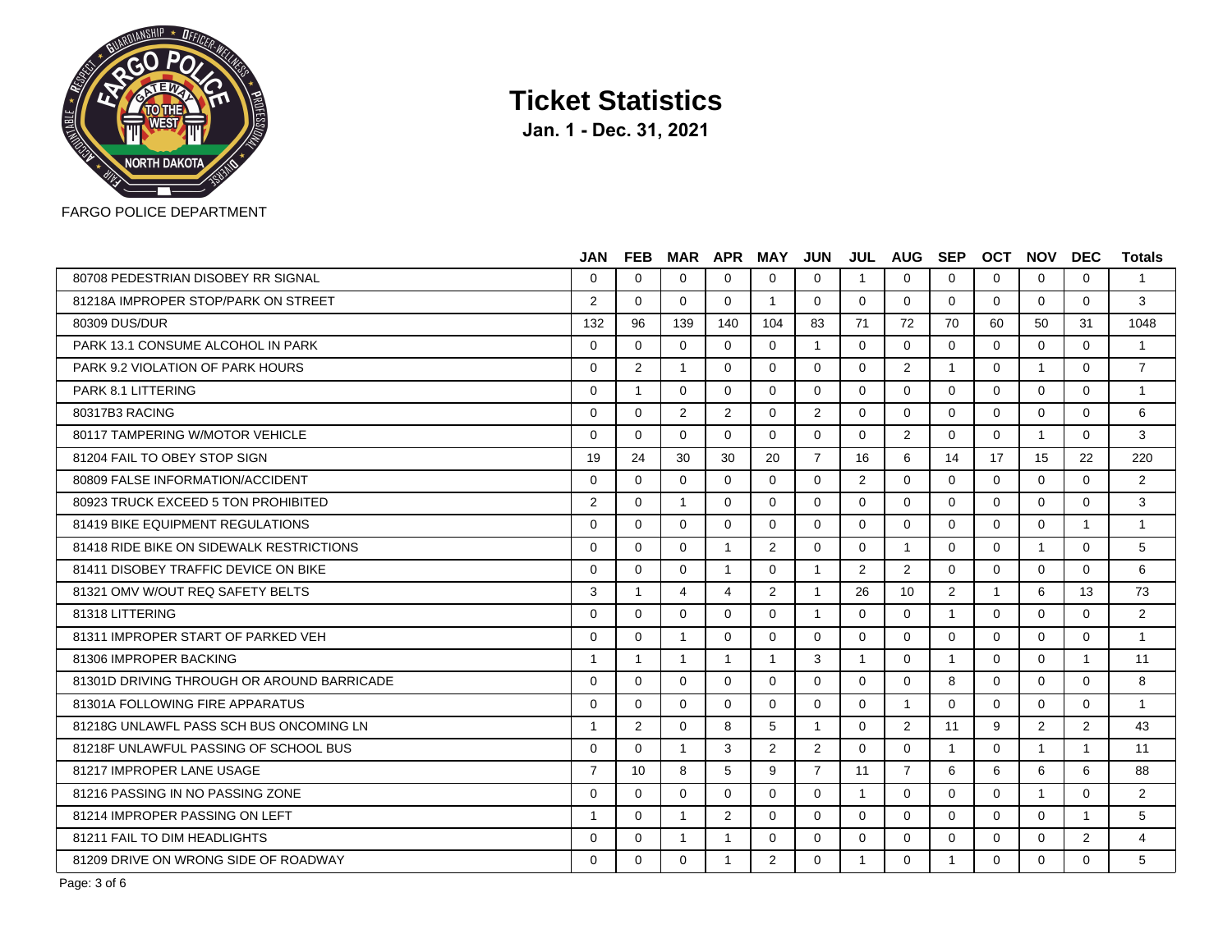FARGO POLICE DEPARTMENT

# Ticket Statistics

**Jan. 1 - Dec. 31, 2021**

| | JAN | FEB | MAR | APR | MAY | JUN | JUL | AUG | SEP | OCT | NOV | DEC | Totals |
|---|---|---|---|---|---|---|---|---|---|---|---|---|---|
| 80708 PEDESTRIAN DISOBEY RR SIGNAL | 0 | 0 | 0 | 0 | 0 | 0 | 1 | 0 | 0 | 0 | 0 | 0 | 1 |
| 81218A IMPROPER STOP/PARK ON STREET | 2 | 0 | 0 | 0 | 1 | 0 | 0 | 0 | 0 | 0 | 0 | 0 | 3 |
| 80309 DUS/DUR | 132 | 96 | 139 | 140 | 104 | 83 | 71 | 72 | 70 | 60 | 50 | 31 | 1048 |
| PARK 13.1 CONSUME ALCOHOL IN PARK | 0 | 0 | 0 | 0 | 0 | 1 | 0 | 0 | 0 | 0 | 0 | 0 | 1 |
| PARK 9.2 VIOLATION OF PARK HOURS | 0 | 2 | 1 | 0 | 0 | 0 | 0 | 2 | 1 | 0 | 1 | 0 | 7 |
| PARK 8.1 LITTERING | 0 | 1 | 0 | 0 | 0 | 0 | 0 | 0 | 0 | 0 | 0 | 0 | 1 |
| 80317B3 RACING | 0 | 0 | 2 | 2 | 0 | 2 | 0 | 0 | 0 | 0 | 0 | 0 | 6 |
| 80117 TAMPERING W/MOTOR VEHICLE | 0 | 0 | 0 | 0 | 0 | 0 | 0 | 2 | 0 | 0 | 1 | 0 | 3 |
| 81204 FAIL TO OBEY STOP SIGN | 19 | 24 | 30 | 30 | 20 | 7 | 16 | 6 | 14 | 17 | 15 | 22 | 220 |
| 80809 FALSE INFORMATION/ACCIDENT | 0 | 0 | 0 | 0 | 0 | 0 | 2 | 0 | 0 | 0 | 0 | 0 | 2 |
| 80923 TRUCK EXCEED 5 TON PROHIBITED | 2 | 0 | 1 | 0 | 0 | 0 | 0 | 0 | 0 | 0 | 0 | 0 | 3 |
| 81419 BIKE EQUIPMENT REGULATIONS | 0 | 0 | 0 | 0 | 0 | 0 | 0 | 0 | 0 | 0 | 0 | 1 | 1 |
| 81418 RIDE BIKE ON SIDEWALK RESTRICTIONS | 0 | 0 | 0 | 1 | 2 | 0 | 0 | 1 | 0 | 0 | 1 | 0 | 5 |
| 81411 DISOBEY TRAFFIC DEVICE ON BIKE | 0 | 0 | 0 | 1 | 0 | 1 | 2 | 2 | 0 | 0 | 0 | 0 | 6 |
| 81321 OMV W/OUT REQ SAFETY BELTS | 3 | 1 | 4 | 4 | 2 | 1 | 26 | 10 | 2 | 1 | 6 | 13 | 73 |
| 81318 LITTERING | 0 | 0 | 0 | 0 | 0 | 1 | 0 | 0 | 1 | 0 | 0 | 0 | 2 |
| 81311 IMPROPER START OF PARKED VEH | 0 | 0 | 1 | 0 | 0 | 0 | 0 | 0 | 0 | 0 | 0 | 0 | 1 |
| 81306 IMPROPER BACKING | 1 | 1 | 1 | 1 | 1 | 3 | 1 | 0 | 1 | 0 | 0 | 1 | 11 |
| 81301D DRIVING THROUGH OR AROUND BARRICADE | 0 | 0 | 0 | 0 | 0 | 0 | 0 | 0 | 8 | 0 | 0 | 0 | 8 |
| 81301A FOLLOWING FIRE APPARATUS | 0 | 0 | 0 | 0 | 0 | 0 | 0 | 1 | 0 | 0 | 0 | 0 | 1 |
| 81218G UNLAWFL PASS SCH BUS ONCOMING LN | 1 | 2 | 0 | 8 | 5 | 1 | 0 | 2 | 11 | 9 | 2 | 2 | 43 |
| 81218F UNLAWFUL PASSING OF SCHOOL BUS | 0 | 0 | 1 | 3 | 2 | 2 | 0 | 0 | 1 | 0 | 1 | 1 | 11 |
| 81217 IMPROPER LANE USAGE | 7 | 10 | 8 | 5 | 9 | 7 | 11 | 7 | 6 | 6 | 6 | 6 | 88 |
| 81216 PASSING IN NO PASSING ZONE | 0 | 0 | 0 | 0 | 0 | 0 | 1 | 0 | 0 | 0 | 1 | 0 | 2 |
| 81214 IMPROPER PASSING ON LEFT | 1 | 0 | 1 | 2 | 0 | 0 | 0 | 0 | 0 | 0 | 0 | 1 | 5 |
| 81211 FAIL TO DIM HEADLIGHTS | 0 | 0 | 1 | 1 | 0 | 0 | 0 | 0 | 0 | 0 | 0 | 2 | 4 |
| 81209 DRIVE ON WRONG SIDE OF ROADWAY | 0 | 0 | 0 | 1 | 2 | 0 | 1 | 0 | 1 | 0 | 0 | 0 | 5 |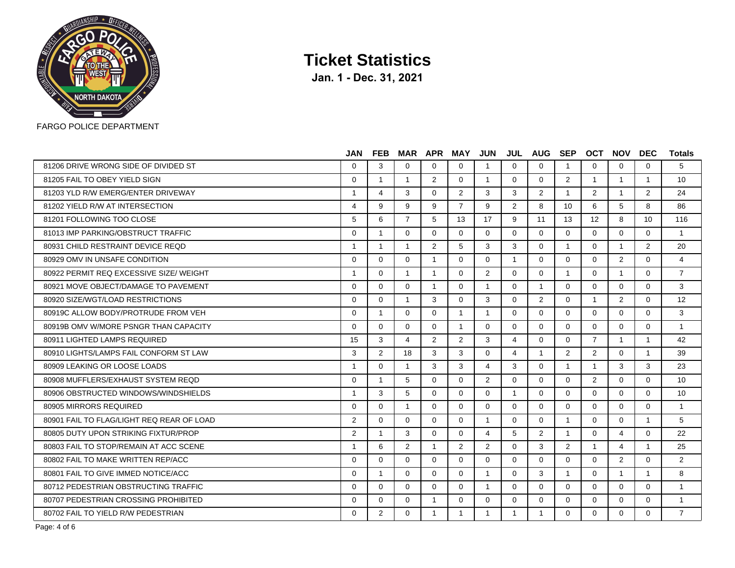# Ticket Statistics

**Jan. 1 - Dec. 31, 2021**

FARGO POLICE DEPARTMENT

| | JAN | FEB | MAR | APR | MAY | JUN | JUL | AUG | SEP | OCT | NOV | DEC | Totals |
|---|---|---|---|---|---|---|---|---|---|---|---|---|---|
| 81206 DRIVE WRONG SIDE OF DIVIDED ST | 0 | 3 | 0 | 0 | 0 | 1 | 0 | 0 | 1 | 0 | 0 | 0 | 5 |
| 81205 FAIL TO OBEY YIELD SIGN | 0 | 1 | 1 | 2 | 0 | 1 | 0 | 0 | 2 | 1 | 1 | 1 | 10 |
| 81203 YLD R/W EMERG/ENTER DRIVEWAY | 1 | 4 | 3 | 0 | 2 | 3 | 3 | 2 | 1 | 2 | 1 | 2 | 24 |
| 81202 YIELD R/W AT INTERSECTION | 4 | 9 | 9 | 9 | 7 | 9 | 2 | 8 | 10 | 6 | 5 | 8 | 86 |
| 81201 FOLLOWING TOO CLOSE | 5 | 6 | 7 | 5 | 13 | 17 | 9 | 11 | 13 | 12 | 8 | 10 | 116 |
| 81013 IMP PARKING/OBSTRUCT TRAFFIC | 0 | 1 | 0 | 0 | 0 | 0 | 0 | 0 | 0 | 0 | 0 | 0 | 1 |
| 80931 CHILD RESTRAINT DEVICE REQD | 1 | 1 | 1 | 2 | 5 | 3 | 3 | 0 | 1 | 0 | 1 | 2 | 20 |
| 80929 OMV IN UNSAFE CONDITION | 0 | 0 | 0 | 1 | 0 | 0 | 1 | 0 | 0 | 0 | 2 | 0 | 4 |
| 80922 PERMIT REQ EXCESSIVE SIZE/ WEIGHT | 1 | 0 | 1 | 1 | 0 | 2 | 0 | 0 | 1 | 0 | 1 | 0 | 7 |
| 80921 MOVE OBJECT/DAMAGE TO PAVEMENT | 0 | 0 | 0 | 1 | 0 | 1 | 0 | 1 | 0 | 0 | 0 | 0 | 3 |
| 80920 SIZE/WGT/LOAD RESTRICTIONS | 0 | 0 | 1 | 3 | 0 | 3 | 0 | 2 | 0 | 1 | 2 | 0 | 12 |
| 80919C ALLOW BODY/PROTRUDE FROM VEH | 0 | 1 | 0 | 0 | 1 | 1 | 0 | 0 | 0 | 0 | 0 | 0 | 3 |
| 80919B OMV W/MORE PSNGR THAN CAPACITY | 0 | 0 | 0 | 0 | 1 | 0 | 0 | 0 | 0 | 0 | 0 | 0 | 1 |
| 80911 LIGHTED LAMPS REQUIRED | 15 | 3 | 4 | 2 | 2 | 3 | 4 | 0 | 0 | 7 | 1 | 1 | 42 |
| 80910 LIGHTS/LAMPS FAIL CONFORM ST LAW | 3 | 2 | 18 | 3 | 3 | 0 | 4 | 1 | 2 | 2 | 0 | 1 | 39 |
| 80909 LEAKING OR LOOSE LOADS | 1 | 0 | 1 | 3 | 3 | 4 | 3 | 0 | 1 | 1 | 3 | 3 | 23 |
| 80908 MUFFLERS/EXHAUST SYSTEM REQD | 0 | 1 | 5 | 0 | 0 | 2 | 0 | 0 | 0 | 2 | 0 | 0 | 10 |
| 80906 OBSTRUCTED WINDOWS/WINDSHIELDS | 1 | 3 | 5 | 0 | 0 | 0 | 1 | 0 | 0 | 0 | 0 | 0 | 10 |
| 80905 MIRRORS REQUIRED | 0 | 0 | 1 | 0 | 0 | 0 | 0 | 0 | 0 | 0 | 0 | 0 | 1 |
| 80901 FAIL TO FLAG/LIGHT REQ REAR OF LOAD | 2 | 0 | 0 | 0 | 0 | 1 | 0 | 0 | 1 | 0 | 0 | 1 | 5 |
| 80805 DUTY UPON STRIKING FIXTUR/PROP | 2 | 1 | 3 | 0 | 0 | 4 | 5 | 2 | 1 | 0 | 4 | 0 | 22 |
| 80803 FAIL TO STOP/REMAIN AT ACC SCENE | 1 | 6 | 2 | 1 | 2 | 2 | 0 | 3 | 2 | 1 | 4 | 1 | 25 |
| 80802 FAIL TO MAKE WRITTEN REP/ACC | 0 | 0 | 0 | 0 | 0 | 0 | 0 | 0 | 0 | 0 | 2 | 0 | 2 |
| 80801 FAIL TO GIVE IMMED NOTICE/ACC | 0 | 1 | 0 | 0 | 0 | 1 | 0 | 3 | 1 | 0 | 1 | 1 | 8 |
| 80712 PEDESTRIAN OBSTRUCTING TRAFFIC | 0 | 0 | 0 | 0 | 0 | 1 | 0 | 0 | 0 | 0 | 0 | 0 | 1 |
| 80707 PEDESTRIAN CROSSING PROHIBITED | 0 | 0 | 0 | 1 | 0 | 0 | 0 | 0 | 0 | 0 | 0 | 0 | 1 |
| 80702 FAIL TO YIELD R/W PEDESTRIAN | 0 | 2 | 0 | 1 | 1 | 1 | 1 | 1 | 0 | 0 | 0 | 0 | 7 |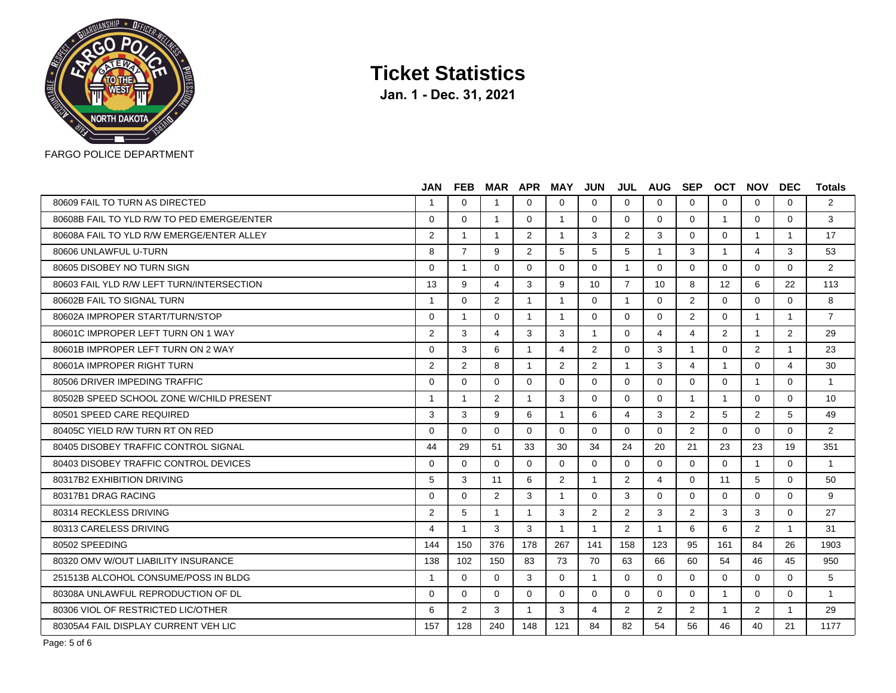FARGO POLICE DEPARTMENT

# Ticket Statistics

**Jan. 1 - Dec. 31, 2021**

| | JAN | FEB | MAR | APR | MAY | JUN | JUL | AUG | SEP | OCT | NOV | DEC | Totals |
|---|---|---|---|---|---|---|---|---|---|---|---|---|---|
| 80609 FAIL TO TURN AS DIRECTED | 1 | 0 | 1 | 0 | 0 | 0 | 0 | 0 | 0 | 0 | 0 | 0 | 2 |
| 80608B FAIL TO YLD R/W TO PED EMERGE/ENTER | 0 | 0 | 1 | 0 | 1 | 0 | 0 | 0 | 0 | 1 | 0 | 0 | 3 |
| 80608A FAIL TO YLD R/W EMERGE/ENTER ALLEY | 2 | 1 | 1 | 2 | 1 | 3 | 2 | 3 | 0 | 0 | 1 | 1 | 17 |
| 80606 UNLAWFUL U-TURN | 8 | 7 | 9 | 2 | 5 | 5 | 5 | 1 | 3 | 1 | 4 | 3 | 53 |
| 80605 DISOBEY NO TURN SIGN | 0 | 1 | 0 | 0 | 0 | 0 | 1 | 0 | 0 | 0 | 0 | 0 | 2 |
| 80603 FAIL YLD R/W LEFT TURN/INTERSECTION | 13 | 9 | 4 | 3 | 9 | 10 | 7 | 10 | 8 | 12 | 6 | 22 | 113 |
| 80602B FAIL TO SIGNAL TURN | 1 | 0 | 2 | 1 | 1 | 0 | 1 | 0 | 2 | 0 | 0 | 0 | 8 |
| 80602A IMPROPER START/TURN/STOP | 0 | 1 | 0 | 1 | 1 | 0 | 0 | 0 | 2 | 0 | 1 | 1 | 7 |
| 80601C IMPROPER LEFT TURN ON 1 WAY | 2 | 3 | 4 | 3 | 3 | 1 | 0 | 4 | 4 | 2 | 1 | 2 | 29 |
| 80601B IMPROPER LEFT TURN ON 2 WAY | 0 | 3 | 6 | 1 | 4 | 2 | 0 | 3 | 1 | 0 | 2 | 1 | 23 |
| 80601A IMPROPER RIGHT TURN | 2 | 2 | 8 | 1 | 2 | 2 | 1 | 3 | 4 | 1 | 0 | 4 | 30 |
| 80506 DRIVER IMPEDING TRAFFIC | 0 | 0 | 0 | 0 | 0 | 0 | 0 | 0 | 0 | 0 | 1 | 0 | 1 |
| 80502B SPEED SCHOOL ZONE W/CHILD PRESENT | 1 | 1 | 2 | 1 | 3 | 0 | 0 | 0 | 1 | 1 | 0 | 0 | 10 |
| 80501 SPEED CARE REQUIRED | 3 | 3 | 9 | 6 | 1 | 6 | 4 | 3 | 2 | 5 | 2 | 5 | 49 |
| 80405C YIELD R/W TURN RT ON RED | 0 | 0 | 0 | 0 | 0 | 0 | 0 | 0 | 2 | 0 | 0 | 0 | 2 |
| 80405 DISOBEY TRAFFIC CONTROL SIGNAL | 44 | 29 | 51 | 33 | 30 | 34 | 24 | 20 | 21 | 23 | 23 | 19 | 351 |
| 80403 DISOBEY TRAFFIC CONTROL DEVICES | 0 | 0 | 0 | 0 | 0 | 0 | 0 | 0 | 0 | 0 | 1 | 0 | 1 |
| 80317B2 EXHIBITION DRIVING | 5 | 3 | 11 | 6 | 2 | 1 | 2 | 4 | 0 | 11 | 5 | 0 | 50 |
| 80317B1 DRAG RACING | 0 | 0 | 2 | 3 | 1 | 0 | 3 | 0 | 0 | 0 | 0 | 0 | 9 |
| 80314 RECKLESS DRIVING | 2 | 5 | 1 | 1 | 3 | 2 | 2 | 3 | 2 | 3 | 3 | 0 | 27 |
| 80313 CARELESS DRIVING | 4 | 1 | 3 | 3 | 1 | 1 | 2 | 1 | 6 | 6 | 2 | 1 | 31 |
| 80502 SPEEDING | 144 | 150 | 376 | 178 | 267 | 141 | 158 | 123 | 95 | 161 | 84 | 26 | 1903 |
| 80320 OMV W/OUT LIABILITY INSURANCE | 138 | 102 | 150 | 83 | 73 | 70 | 63 | 66 | 60 | 54 | 46 | 45 | 950 |
| 251513B ALCOHOL CONSUME/POSS IN BLDG | 1 | 0 | 0 | 3 | 0 | 1 | 0 | 0 | 0 | 0 | 0 | 0 | 5 |
| 80308A UNLAWFUL REPRODUCTION OF DL | 0 | 0 | 0 | 0 | 0 | 0 | 0 | 0 | 0 | 1 | 0 | 0 | 1 |
| 80306 VIOL OF RESTRICTED LIC/OTHER | 6 | 2 | 3 | 1 | 3 | 4 | 2 | 2 | 2 | 1 | 2 | 1 | 29 |
| 80305A4 FAIL DISPLAY CURRENT VEH LIC | 157 | 128 | 240 | 148 | 121 | 84 | 82 | 54 | 56 | 46 | 40 | 21 | 1177 |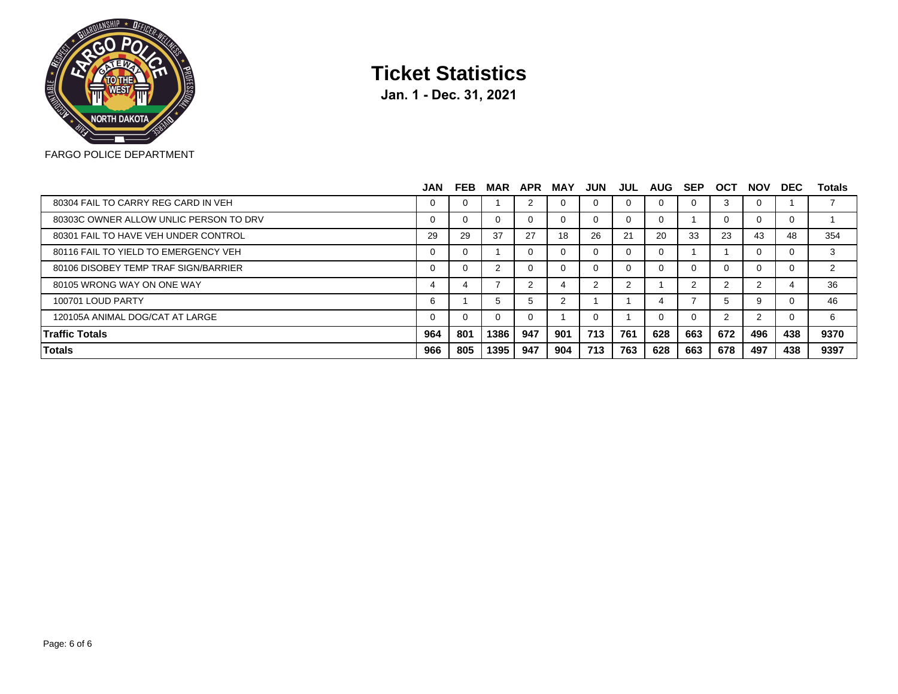FARGO POLICE DEPARTMENT

# Ticket Statistics

**Jan. 1 - Dec. 31, 2021**

| | JAN | FEB | MAR | APR | MAY | JUN | JUL | AUG | SEP | OCT | NOV | DEC | Totals |
|---|---|---|---|---|---|---|---|---|---|---|---|---|---|
| 80304 FAIL TO CARRY REG CARD IN VEH | 0 | 0 | 1 | 2 | 0 | 0 | 0 | 0 | 0 | 3 | 0 | 1 | 7 |
| 80303C OWNER ALLOW UNLIC PERSON TO DRV | 0 | 0 | 0 | 0 | 0 | 0 | 0 | 0 | 1 | 0 | 0 | 0 | 1 |
| 80301 FAIL TO HAVE VEH UNDER CONTROL | 29 | 29 | 37 | 27 | 18 | 26 | 21 | 20 | 33 | 23 | 43 | 48 | 354 |
| 80116 FAIL TO YIELD TO EMERGENCY VEH | 0 | 0 | 1 | 0 | 0 | 0 | 0 | 0 | 1 | 1 | 0 | 0 | 3 |
| 80106 DISOBEY TEMP TRAF SIGN/BARRIER | 0 | 0 | 2 | 0 | 0 | 0 | 0 | 0 | 0 | 0 | 0 | 0 | 2 |
| 80105 WRONG WAY ON ONE WAY | 4 | 4 | 7 | 2 | 4 | 2 | 2 | 1 | 2 | 2 | 2 | 4 | 36 |
| 100701 LOUD PARTY | 6 | 1 | 5 | 5 | 2 | 1 | 1 | 4 | 7 | 5 | 9 | 0 | 46 |
| 120105A ANIMAL DOG/CAT AT LARGE | 0 | 0 | 0 | 0 | 1 | 0 | 1 | 0 | 0 | 2 | 2 | 0 | 6 |
| **Traffic Totals** | **964** | **801** | **1386** | **947** | **901** | **713** | **761** | **628** | **663** | **672** | **496** | **438** | **9370** |
| **Totals** | **966** | **805** | **1395** | **947** | **904** | **713** | **763** | **628** | **663** | **678** | **497** | **438** | **9397** |